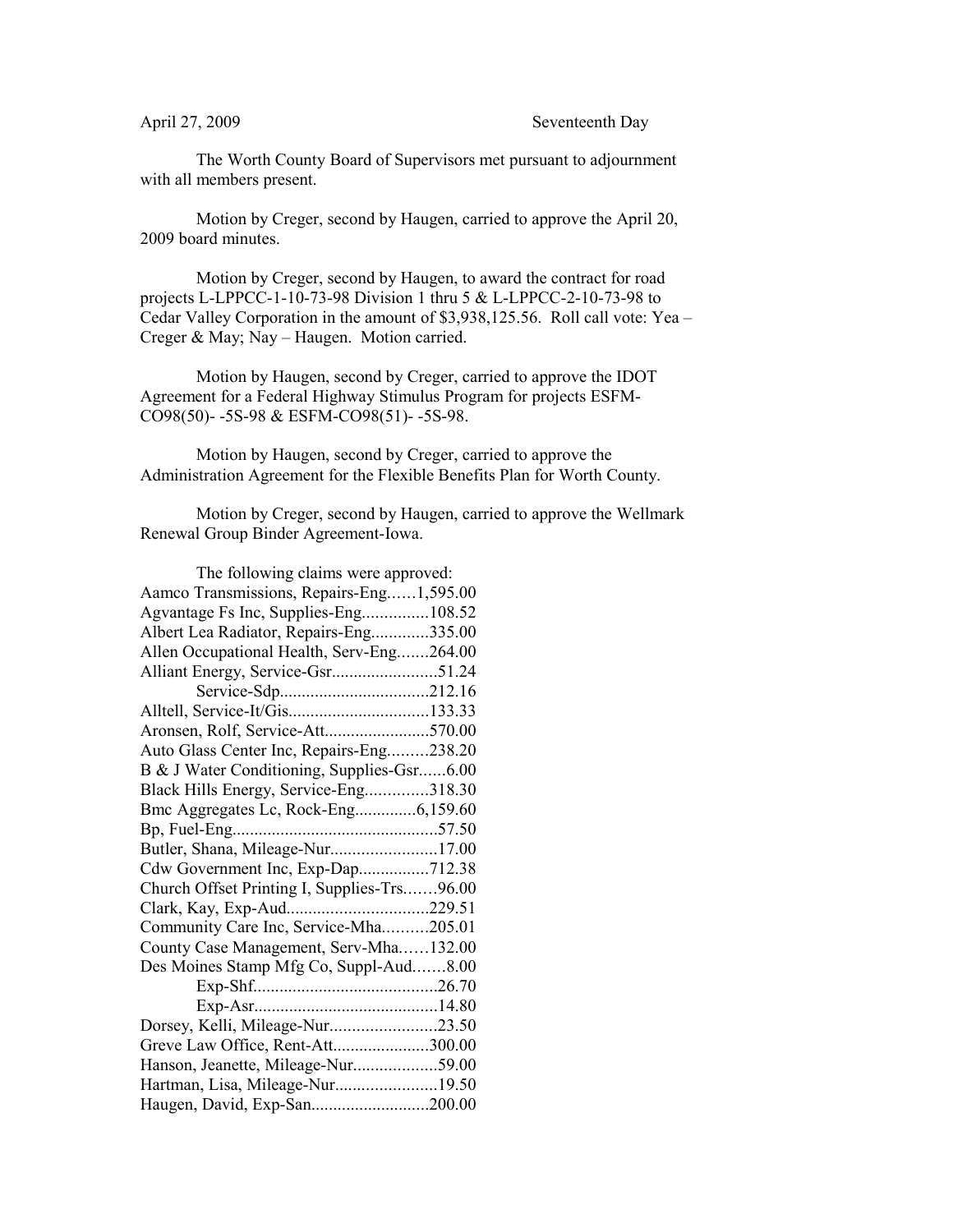April 27, 2009 Seventeenth Day

The Worth County Board of Supervisors met pursuant to adjournment with all members present.

Motion by Creger, second by Haugen, carried to approve the April 20, 2009 board minutes.

Motion by Creger, second by Haugen, to award the contract for road projects L-LPPCC-1-10-73-98 Division 1 thru 5 & L-LPPCC-2-10-73-98 to Cedar Valley Corporation in the amount of $3,938,125.56. Roll call vote: Yea – Creger & May; Nay – Haugen. Motion carried.

Motion by Haugen, second by Creger, carried to approve the IDOT Agreement for a Federal Highway Stimulus Program for projects ESFM-CO98(50)- -5S-98 & ESFM-CO98(51)- -5S-98.

Motion by Haugen, second by Creger, carried to approve the Administration Agreement for the Flexible Benefits Plan for Worth County.

Motion by Creger, second by Haugen, carried to approve the Wellmark Renewal Group Binder Agreement-Iowa.

The following claims were approved:

Aamco Transmissions, Repairs-Eng......1,595.00
Agvantage Fs Inc, Supplies-Eng...............108.52
Albert Lea Radiator, Repairs-Eng.............335.00
Allen Occupational Health, Serv-Eng.......264.00
Alliant Energy, Service-Gsr........................51.24
Service-Sdp.................................212.16
Alltell, Service-It/Gis................................133.33
Aronsen, Rolf, Service-Att........................570.00
Auto Glass Center Inc, Repairs-Eng.........238.20
B & J Water Conditioning, Supplies-Gsr......6.00
Black Hills Energy, Service-Eng..............318.30
Bmc Aggregates Lc, Rock-Eng..............6,159.60
Bp, Fuel-Eng...............................................57.50
Butler, Shana, Mileage-Nur........................17.00
Cdw Government Inc, Exp-Dap................712.38
Church Offset Printing I, Supplies-Trs.......96.00
Clark, Kay, Exp-Aud................................229.51
Community Care Inc, Service-Mha..........205.01
County Case Management, Serv-Mha......132.00
Des Moines Stamp Mfg Co, Suppl-Aud.......8.00
Exp-Shf..........................................26.70
Exp-Asr..........................................14.80
Dorsey, Kelli, Mileage-Nur........................23.50
Greve Law Office, Rent-Att......................300.00
Hanson, Jeanette, Mileage-Nur...................59.00
Hartman, Lisa, Mileage-Nur.......................19.50
Haugen, David, Exp-San...........................200.00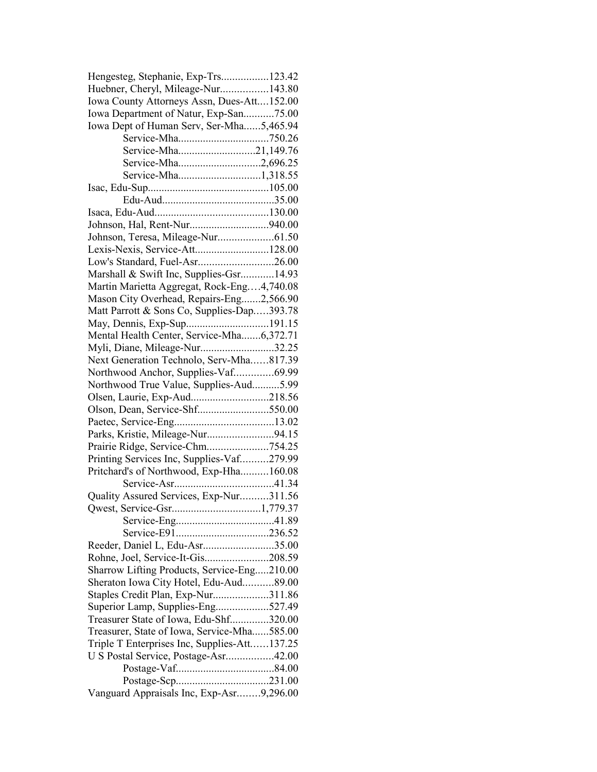Hengesteg, Stephanie, Exp-Trs.................123.42
Huebner, Cheryl, Mileage-Nur.................143.80
Iowa County Attorneys Assn, Dues-Att....152.00
Iowa Department of Natur, Exp-San...........75.00
Iowa Dept of Human Serv, Ser-Mha......5,465.94
Service-Mha................................750.26
Service-Mha...........................21,149.76
Service-Mha.............................2,696.25
Service-Mha.............................1,318.55
Isac, Edu-Sup...........................................105.00
Edu-Aud........................................35.00
Isaca, Edu-Aud........................................130.00
Johnson, Hal, Rent-Nur............................940.00
Johnson, Teresa, Mileage-Nur....................61.50
Lexis-Nexis, Service-Att...........................128.00
Low's Standard, Fuel-Asr...........................26.00
Marshall & Swift Inc, Supplies-Gsr............14.93
Martin Marietta Aggregat, Rock-Eng….4,740.08
Mason City Overhead, Repairs-Eng.......2,566.90
Matt Parrott & Sons Co, Supplies-Dap…..393.78
May, Dennis, Exp-Sup.............................191.15
Mental Health Center, Service-Mha.......6,372.71
Myli, Diane, Mileage-Nur..........................32.25
Next Generation Technolo, Serv-Mha……817.39
Northwood Anchor, Supplies-Vaf.............69.99
Northwood True Value, Supplies-Aud..........5.99
Olsen, Laurie, Exp-Aud...........................218.56
Olson, Dean, Service-Shf.........................550.00
Paetec, Service-Eng....................................13.02
Parks, Kristie, Mileage-Nur........................94.15
Prairie Ridge, Service-Chm......................754.25
Printing Services Inc, Supplies-Vaf..........279.99
Pritchard's of Northwood, Exp-Hha..........160.08
Service-Asr....................................41.34
Quality Assured Services, Exp-Nur..........311.56
Qwest, Service-Gsr................................1,779.37
Service-Eng....................................41.89
Service-E91.................................236.52
Reeder, Daniel L, Edu-Asr..........................35.00
Rohne, Joel, Service-It-Gis.......................208.59
Sharrow Lifting Products, Service-Eng.....210.00
Sheraton Iowa City Hotel, Edu-Aud...........89.00
Staples Credit Plan, Exp-Nur....................311.86
Superior Lamp, Supplies-Eng...................527.49
Treasurer State of Iowa, Edu-Shf.............320.00
Treasurer, State of Iowa, Service-Mha......585.00
Triple T Enterprises Inc, Supplies-Att……137.25
U S Postal Service, Postage-Asr.................42.00
Postage-Vaf...................................84.00
Postage-Scp.................................231.00
Vanguard Appraisals Inc, Exp-Asr……..9,296.00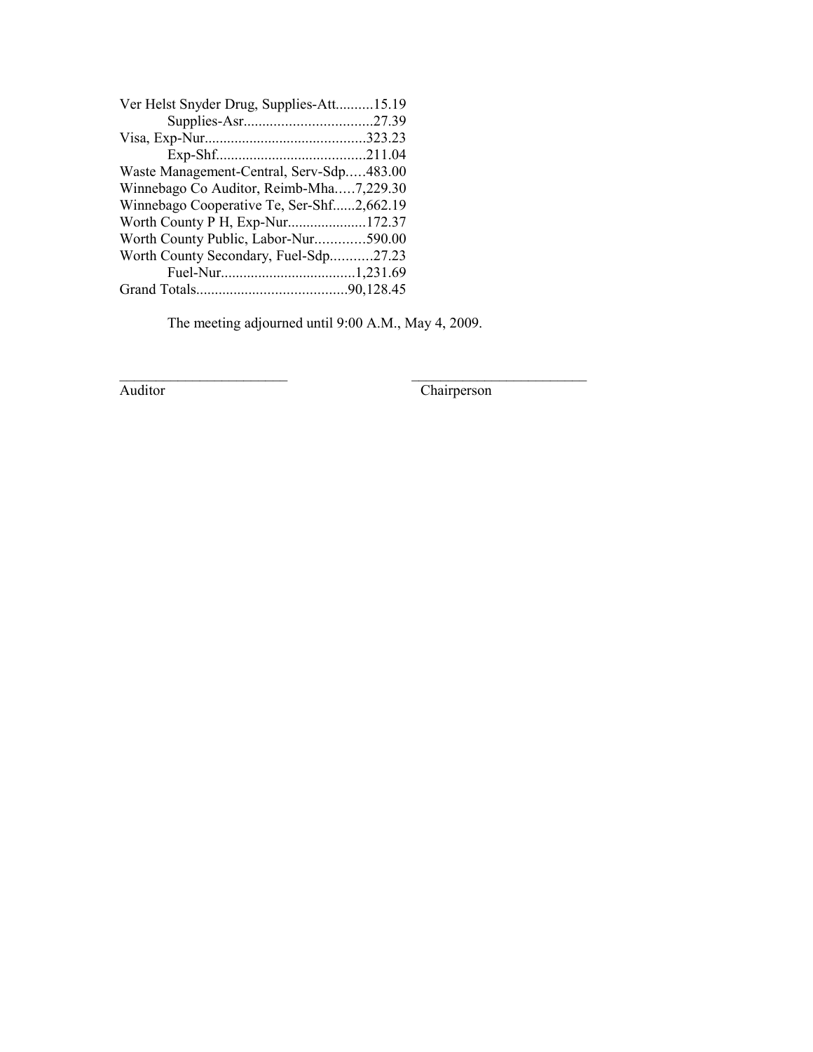Ver Helst Snyder Drug, Supplies-Att..........15.19
Supplies-Asr..................................27.39
Visa, Exp-Nur...........................................323.23
Exp-Shf........................................211.04
Waste Management-Central, Serv-Sdp.....483.00
Winnebago Co Auditor, Reimb-Mha.....7,229.30
Winnebago Cooperative Te, Ser-Shf......2,662.19
Worth County P H, Exp-Nur.....................172.37
Worth County Public, Labor-Nur.............590.00
Worth County Secondary, Fuel-Sdp...........27.23
Fuel-Nur....................................1,231.69
Grand Totals........................................90,128.45

The meeting adjourned until 9:00 A.M., May 4, 2009.

\_\_\_\_\_\_\_\_\_\_\_\_\_\_\_\_\_\_\_\_\_\_\_\_ \_\_\_\_\_\_\_\_\_\_\_\_\_\_\_\_\_\_\_\_\_\_\_\_\_

Auditor Chairperson